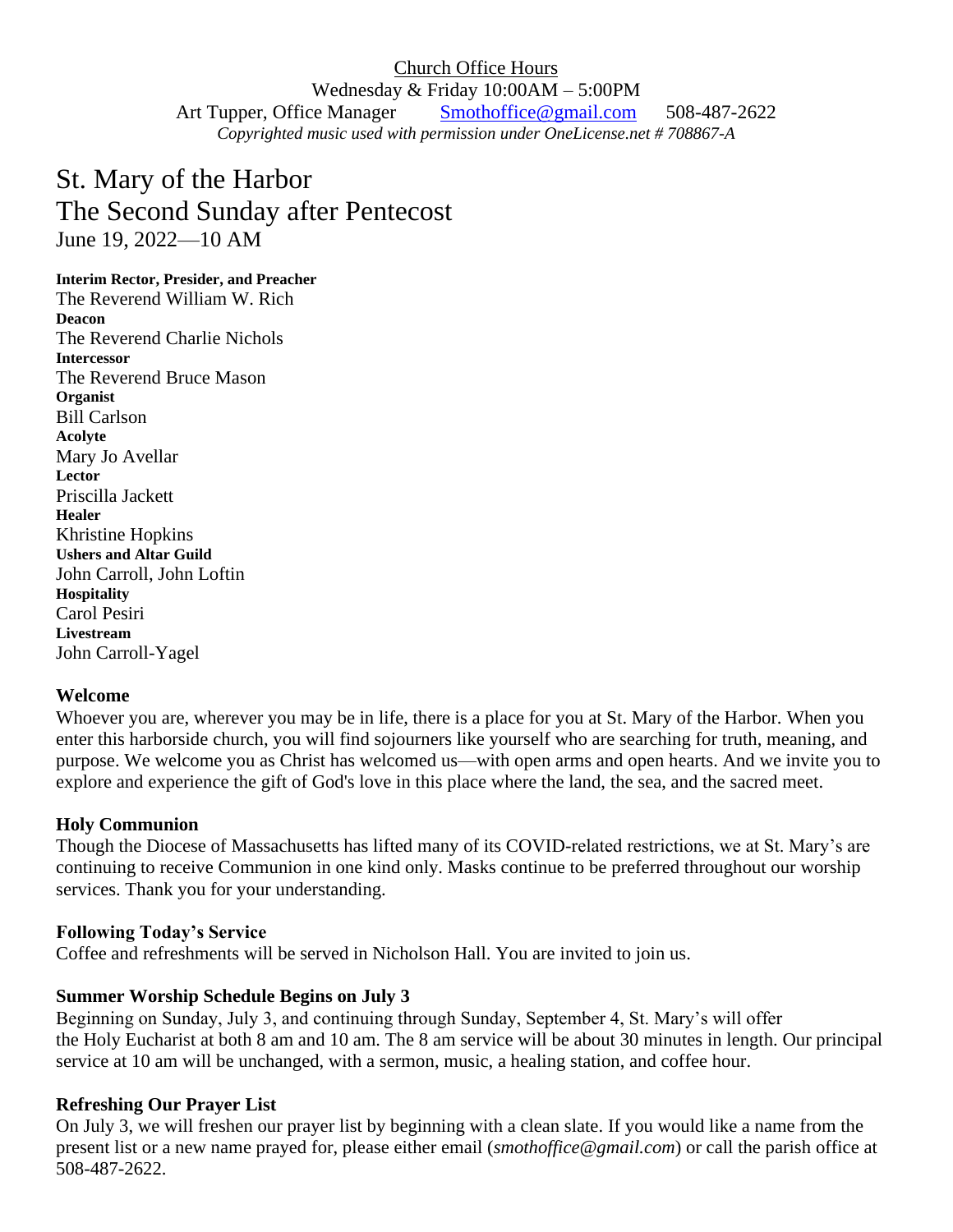Church Office Hours

Wednesday & Friday 10:00AM – 5:00PM

Art Tupper, Office Manager Smothoffice@gmail.com 508-487-2622

*Copyrighted music used with permission under OneLicense.net # 708867-A*

# St. Mary of the Harbor
# The Second Sunday after Pentecost

June 19, 2022—10 AM

**Interim Rector, Presider, and Preacher**
The Reverend William W. Rich
**Deacon**
The Reverend Charlie Nichols
**Intercessor**
The Reverend Bruce Mason
**Organist**
Bill Carlson
**Acolyte**
Mary Jo Avellar
**Lector**
Priscilla Jackett
**Healer**
Khristine Hopkins
**Ushers and Altar Guild**
John Carroll, John Loftin
**Hospitality**
Carol Pesiri
**Livestream**
John Carroll-Yagel

### Welcome

Whoever you are, wherever you may be in life, there is a place for you at St. Mary of the Harbor. When you enter this harborside church, you will find sojourners like yourself who are searching for truth, meaning, and purpose. We welcome you as Christ has welcomed us—with open arms and open hearts. And we invite you to explore and experience the gift of God's love in this place where the land, the sea, and the sacred meet.

### Holy Communion

Though the Diocese of Massachusetts has lifted many of its COVID-related restrictions, we at St. Mary's are continuing to receive Communion in one kind only. Masks continue to be preferred throughout our worship services. Thank you for your understanding.

### Following Today's Service

Coffee and refreshments will be served in Nicholson Hall. You are invited to join us.

### Summer Worship Schedule Begins on July 3

Beginning on Sunday, July 3, and continuing through Sunday, September 4, St. Mary's will offer the Holy Eucharist at both 8 am and 10 am. The 8 am service will be about 30 minutes in length. Our principal service at 10 am will be unchanged, with a sermon, music, a healing station, and coffee hour.

### Refreshing Our Prayer List

On July 3, we will freshen our prayer list by beginning with a clean slate. If you would like a name from the present list or a new name prayed for, please either email (*smothoffice@gmail.com*) or call the parish office at 508-487-2622.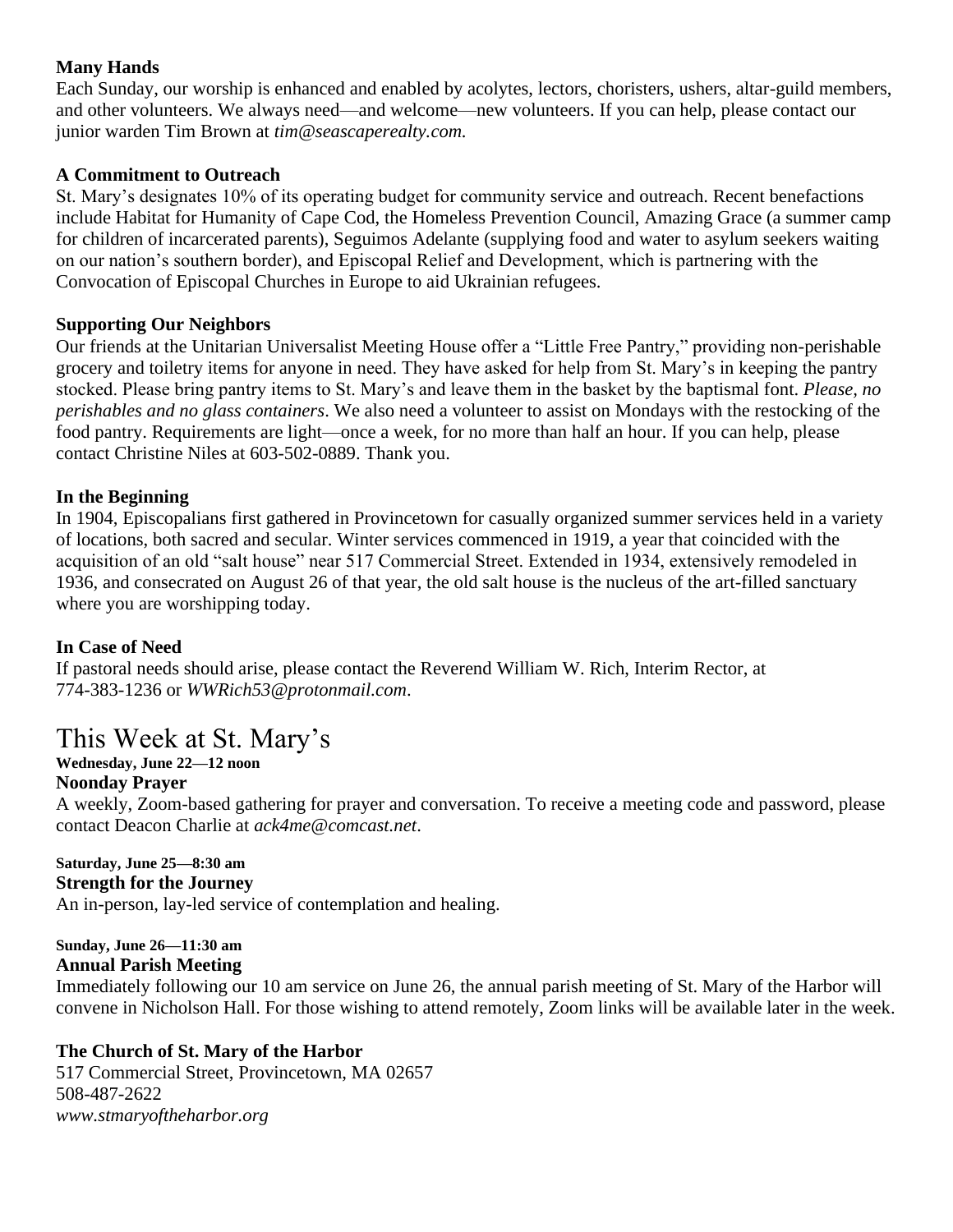**Many Hands**

Each Sunday, our worship is enhanced and enabled by acolytes, lectors, choristers, ushers, altar-guild members, and other volunteers. We always need—and welcome—new volunteers. If you can help, please contact our junior warden Tim Brown at *tim@seascaperealty.com.*

**A Commitment to Outreach**

St. Mary's designates 10% of its operating budget for community service and outreach. Recent benefactions include Habitat for Humanity of Cape Cod, the Homeless Prevention Council, Amazing Grace (a summer camp for children of incarcerated parents), Seguimos Adelante (supplying food and water to asylum seekers waiting on our nation's southern border), and Episcopal Relief and Development, which is partnering with the Convocation of Episcopal Churches in Europe to aid Ukrainian refugees.

**Supporting Our Neighbors**

Our friends at the Unitarian Universalist Meeting House offer a "Little Free Pantry," providing non-perishable grocery and toiletry items for anyone in need. They have asked for help from St. Mary's in keeping the pantry stocked. Please bring pantry items to St. Mary's and leave them in the basket by the baptismal font. *Please, no perishables and no glass containers*. We also need a volunteer to assist on Mondays with the restocking of the food pantry. Requirements are light—once a week, for no more than half an hour. If you can help, please contact Christine Niles at 603-502-0889. Thank you.

**In the Beginning**

In 1904, Episcopalians first gathered in Provincetown for casually organized summer services held in a variety of locations, both sacred and secular. Winter services commenced in 1919, a year that coincided with the acquisition of an old "salt house" near 517 Commercial Street. Extended in 1934, extensively remodeled in 1936, and consecrated on August 26 of that year, the old salt house is the nucleus of the art-filled sanctuary where you are worshipping today.

**In Case of Need**

If pastoral needs should arise, please contact the Reverend William W. Rich, Interim Rector, at 774-383-1236 or *WWRich53@protonmail.com*.

# This Week at St. Mary's

**Wednesday, June 22—12 noon**

**Noonday Prayer**

A weekly, Zoom-based gathering for prayer and conversation. To receive a meeting code and password, please contact Deacon Charlie at *ack4me@comcast.net*.

**Saturday, June 25—8:30 am**

**Strength for the Journey**

An in-person, lay-led service of contemplation and healing.

**Sunday, June 26—11:30 am**

**Annual Parish Meeting**

Immediately following our 10 am service on June 26, the annual parish meeting of St. Mary of the Harbor will convene in Nicholson Hall. For those wishing to attend remotely, Zoom links will be available later in the week.

**The Church of St. Mary of the Harbor**

517 Commercial Street, Provincetown, MA 02657
508-487-2622
*www.stmaryoftheharbor.org*